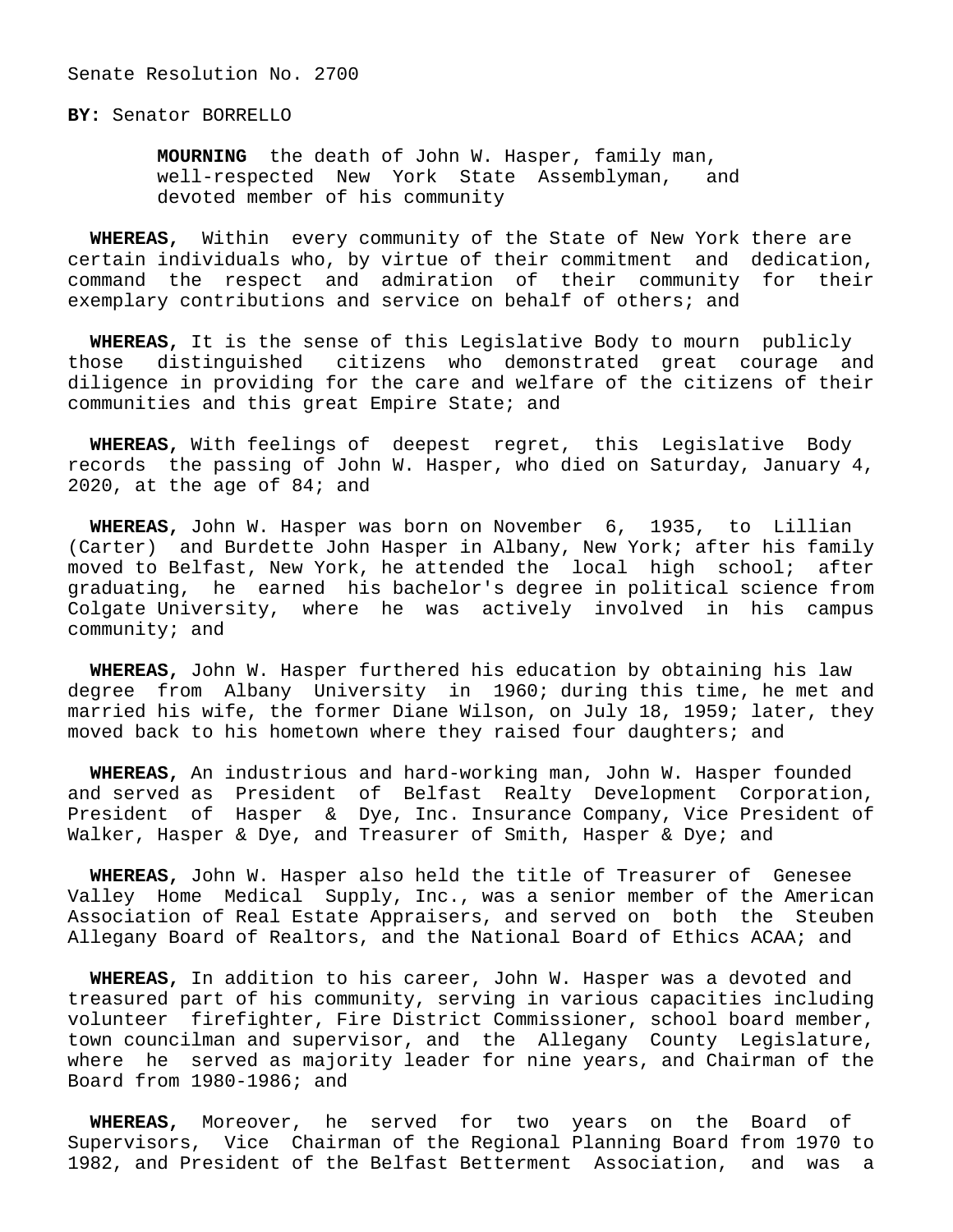Senate Resolution No. 2700

**BY:** Senator BORRELLO

**MOURNING** the death of John W. Hasper, family man, well-respected New York State Assemblyman, and devoted member of his community

**WHEREAS,** Within every community of the State of New York there are certain individuals who, by virtue of their commitment and dedication, command the respect and admiration of their community for their exemplary contributions and service on behalf of others; and

**WHEREAS,** It is the sense of this Legislative Body to mourn publicly those distinguished citizens who demonstrated great courage and diligence in providing for the care and welfare of the citizens of their communities and this great Empire State; and

**WHEREAS,** With feelings of deepest regret, this Legislative Body records the passing of John W. Hasper, who died on Saturday, January 4, 2020, at the age of 84; and

**WHEREAS,** John W. Hasper was born on November 6, 1935, to Lillian (Carter) and Burdette John Hasper in Albany, New York; after his family moved to Belfast, New York, he attended the local high school; after graduating, he earned his bachelor's degree in political science from Colgate University, where he was actively involved in his campus community; and

**WHEREAS,** John W. Hasper furthered his education by obtaining his law degree from Albany University in 1960; during this time, he met and married his wife, the former Diane Wilson, on July 18, 1959; later, they moved back to his hometown where they raised four daughters; and

**WHEREAS,** An industrious and hard-working man, John W. Hasper founded and served as President of Belfast Realty Development Corporation, President of Hasper & Dye, Inc. Insurance Company, Vice President of Walker, Hasper & Dye, and Treasurer of Smith, Hasper & Dye; and

**WHEREAS,** John W. Hasper also held the title of Treasurer of Genesee Valley Home Medical Supply, Inc., was a senior member of the American Association of Real Estate Appraisers, and served on both the Steuben Allegany Board of Realtors, and the National Board of Ethics ACAA; and

**WHEREAS,** In addition to his career, John W. Hasper was a devoted and treasured part of his community, serving in various capacities including volunteer firefighter, Fire District Commissioner, school board member, town councilman and supervisor, and the Allegany County Legislature, where he served as majority leader for nine years, and Chairman of the Board from 1980-1986; and

**WHEREAS,** Moreover, he served for two years on the Board of Supervisors, Vice Chairman of the Regional Planning Board from 1970 to 1982, and President of the Belfast Betterment Association, and was a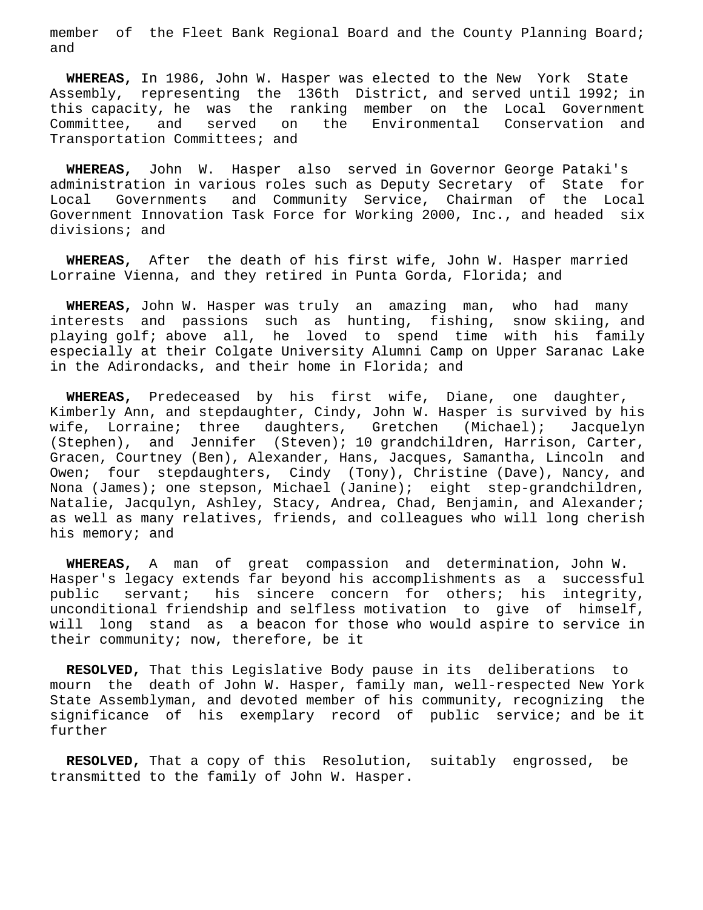member of the Fleet Bank Regional Board and the County Planning Board; and

**WHEREAS,** In 1986, John W. Hasper was elected to the New York State Assembly, representing the 136th District, and served until 1992; in this capacity, he was the ranking member on the Local Government Committee, and served on the Environmental Conservation and Transportation Committees; and

**WHEREAS,** John W. Hasper also served in Governor George Pataki's administration in various roles such as Deputy Secretary of State for Local Governments and Community Service, Chairman of the Local Government Innovation Task Force for Working 2000, Inc., and headed six divisions; and

**WHEREAS,** After the death of his first wife, John W. Hasper married Lorraine Vienna, and they retired in Punta Gorda, Florida; and

**WHEREAS,** John W. Hasper was truly an amazing man, who had many interests and passions such as hunting, fishing, snow skiing, and playing golf; above all, he loved to spend time with his family especially at their Colgate University Alumni Camp on Upper Saranac Lake in the Adirondacks, and their home in Florida; and

**WHEREAS,** Predeceased by his first wife, Diane, one daughter, Kimberly Ann, and stepdaughter, Cindy, John W. Hasper is survived by his wife, Lorraine; three daughters, Gretchen (Michael); Jacquelyn (Stephen), and Jennifer (Steven); 10 grandchildren, Harrison, Carter, Gracen, Courtney (Ben), Alexander, Hans, Jacques, Samantha, Lincoln and Owen; four stepdaughters, Cindy (Tony), Christine (Dave), Nancy, and Nona (James); one stepson, Michael (Janine); eight step-grandchildren, Natalie, Jacqulyn, Ashley, Stacy, Andrea, Chad, Benjamin, and Alexander; as well as many relatives, friends, and colleagues who will long cherish his memory; and

**WHEREAS,** A man of great compassion and determination, John W. Hasper's legacy extends far beyond his accomplishments as a successful public servant; his sincere concern for others; his integrity, unconditional friendship and selfless motivation to give of himself, will long stand as a beacon for those who would aspire to service in their community; now, therefore, be it

**RESOLVED,** That this Legislative Body pause in its deliberations to mourn the death of John W. Hasper, family man, well-respected New York State Assemblyman, and devoted member of his community, recognizing the significance of his exemplary record of public service; and be it further

**RESOLVED,** That a copy of this Resolution, suitably engrossed, be transmitted to the family of John W. Hasper.